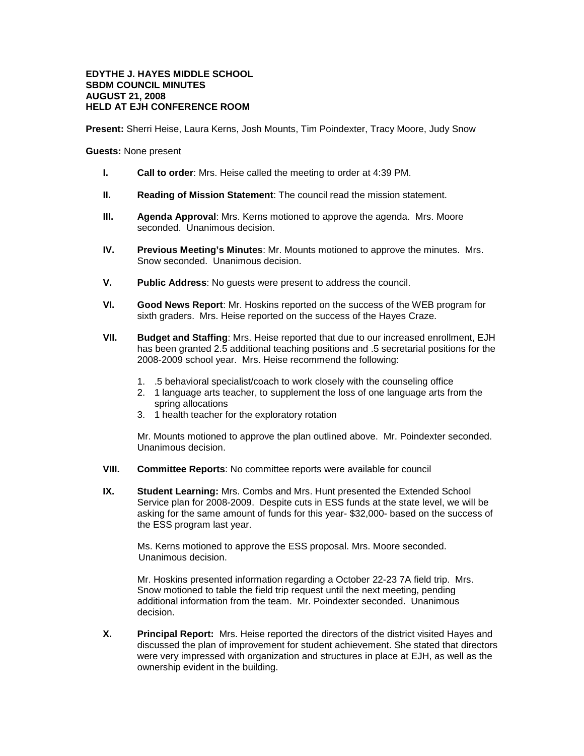**EDYTHE J. HAYES MIDDLE SCHOOL**
**SBDM COUNCIL MINUTES**
**AUGUST 21, 2008**
**HELD AT EJH CONFERENCE ROOM**

**Present:** Sherri Heise, Laura Kerns, Josh Mounts, Tim Poindexter, Tracy Moore, Judy Snow

**Guests:** None present

**I.** **Call to order**: Mrs. Heise called the meeting to order at 4:39 PM.

**II.** **Reading of Mission Statement**: The council read the mission statement.

**III.** **Agenda Approval**: Mrs. Kerns motioned to approve the agenda. Mrs. Moore seconded. Unanimous decision.

**IV.** **Previous Meeting's Minutes**: Mr. Mounts motioned to approve the minutes. Mrs. Snow seconded. Unanimous decision.

**V.** **Public Address**: No guests were present to address the council.

**VI.** **Good News Report**: Mr. Hoskins reported on the success of the WEB program for sixth graders. Mrs. Heise reported on the success of the Hayes Craze.

**VII.** **Budget and Staffing**: Mrs. Heise reported that due to our increased enrollment, EJH has been granted 2.5 additional teaching positions and .5 secretarial positions for the 2008-2009 school year. Mrs. Heise recommend the following:

1. .5 behavioral specialist/coach to work closely with the counseling office
2. 1 language arts teacher, to supplement the loss of one language arts from the spring allocations
3. 1 health teacher for the exploratory rotation

Mr. Mounts motioned to approve the plan outlined above. Mr. Poindexter seconded. Unanimous decision.

**VIII.** **Committee Reports**: No committee reports were available for council

**IX.** **Student Learning:** Mrs. Combs and Mrs. Hunt presented the Extended School Service plan for 2008-2009. Despite cuts in ESS funds at the state level, we will be asking for the same amount of funds for this year- $32,000- based on the success of the ESS program last year.

Ms. Kerns motioned to approve the ESS proposal. Mrs. Moore seconded. Unanimous decision.

Mr. Hoskins presented information regarding a October 22-23 7A field trip. Mrs. Snow motioned to table the field trip request until the next meeting, pending additional information from the team. Mr. Poindexter seconded. Unanimous decision.

**X.** **Principal Report:** Mrs. Heise reported the directors of the district visited Hayes and discussed the plan of improvement for student achievement. She stated that directors were very impressed with organization and structures in place at EJH, as well as the ownership evident in the building.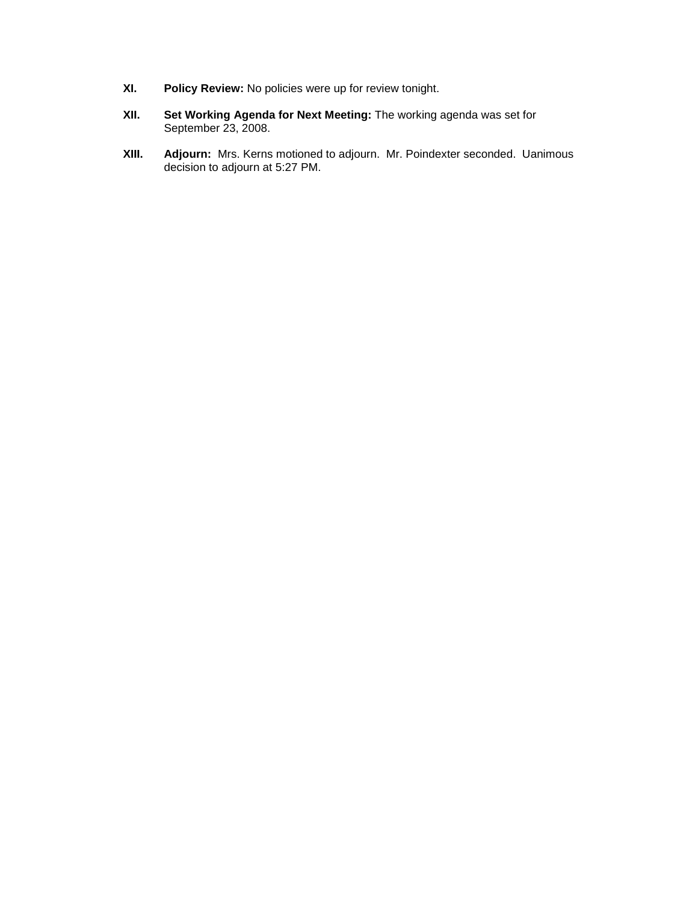**XI.** **Policy Review:** No policies were up for review tonight.

**XII.** **Set Working Agenda for Next Meeting:** The working agenda was set for September 23, 2008.

**XIII.** **Adjourn:** Mrs. Kerns motioned to adjourn. Mr. Poindexter seconded. Uanimous decision to adjourn at 5:27 PM.